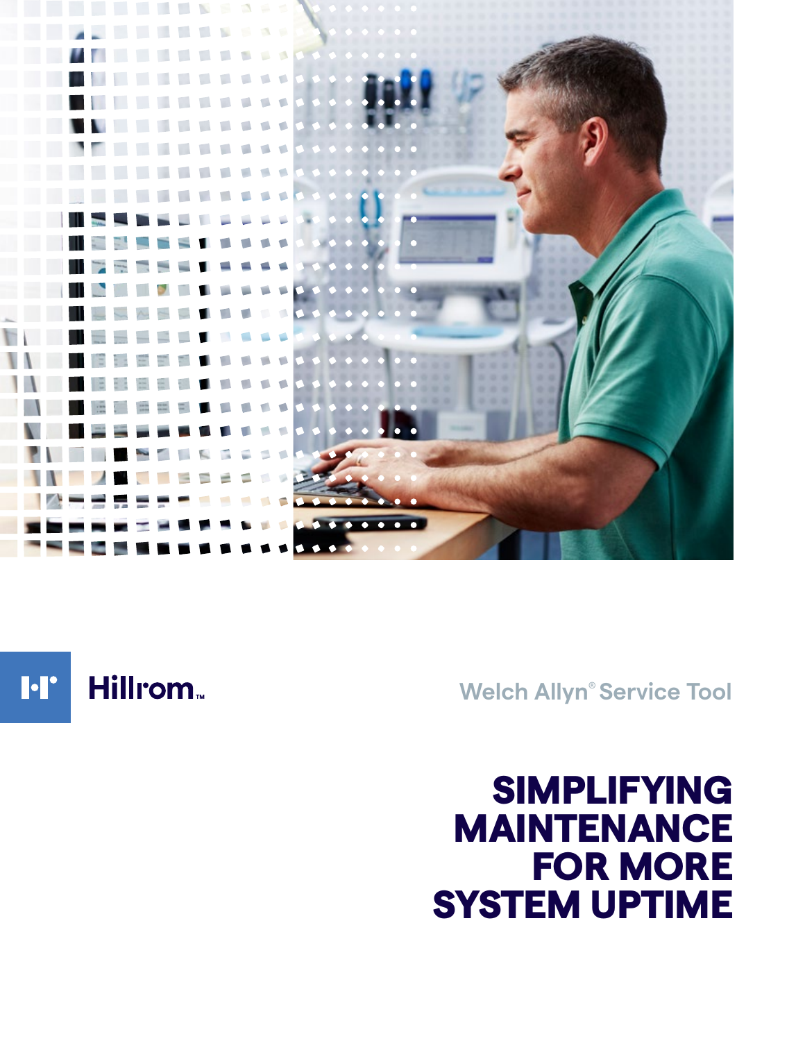Hillrom™

Welch Allyn® Service Tool

# SIMPLIFYING MAINTENANCE FOR MORE SYSTEM UPTIME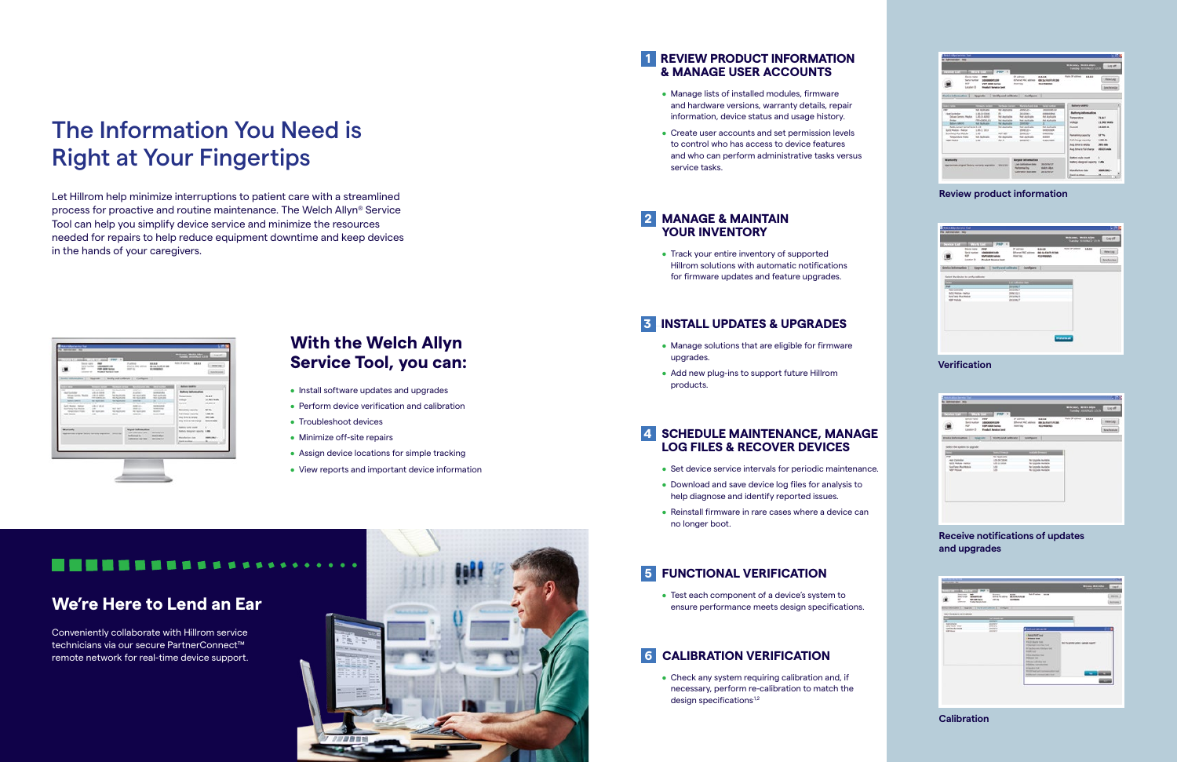# The Information You Need is Right at Your Fingertips

Let Hillrom help minimize interruptions to patient care with a streamlined process for proactive and routine maintenance. The Welch Allyn® Service Tool can help you simplify device service and minimize the resources needed for repairs to help reduce equipment downtime and keep devices in the hands of your caregivers.

## With the Welch Allyn Service Tool, you can:

- Install software updates and upgrades
- Perform device verification and calibration
- Troubleshoot devices
- Minimize off-site repairs
- Assign device locations for simple tracking
- View reports and important device information

## We're Here to Lend an Ear

Conveniently collaborate with Hillrom service technicians via our secure PartnerConnect™ remote network for real-time device support.

### 1 REVIEW PRODUCT INFORMATION & MANAGE USER ACCOUNTS

- Manage lists of installed modules, firmware and hardware versions, warranty details, repair information, device status and usage history.
- Create user accounts and set permission levels to control who has access to device features and who can perform administrative tasks versus service tasks.

### 2 MANAGE & MAINTAIN YOUR INVENTORY

- Track your entire inventory of supported Hillrom solutions with automatic notifications for firmware updates and feature upgrades.

### 3 INSTALL UPDATES & UPGRADES

- Manage solutions that are eligible for firmware upgrades.
- Add new plug-ins to support future Hillrom products.

### 4 SCHEDULE MAINTENANCE, MANAGE LOG FILES & RECOVER DEVICES

- Set device service intervals for periodic maintenance.
- Download and save device log files for analysis to help diagnose and identify reported issues.
- Reinstall firmware in rare cases where a device can no longer boot.

### 5 FUNCTIONAL VERIFICATION

- Test each component of a device's system to ensure performance meets design specifications.

### 6 CALIBRATION VERIFICATION

- Check any system requiring calibration and, if necessary, perform re-calibration to match the design specifications[1,2]

Review product information

Verification

Receive notifications of updates and upgrades

Calibration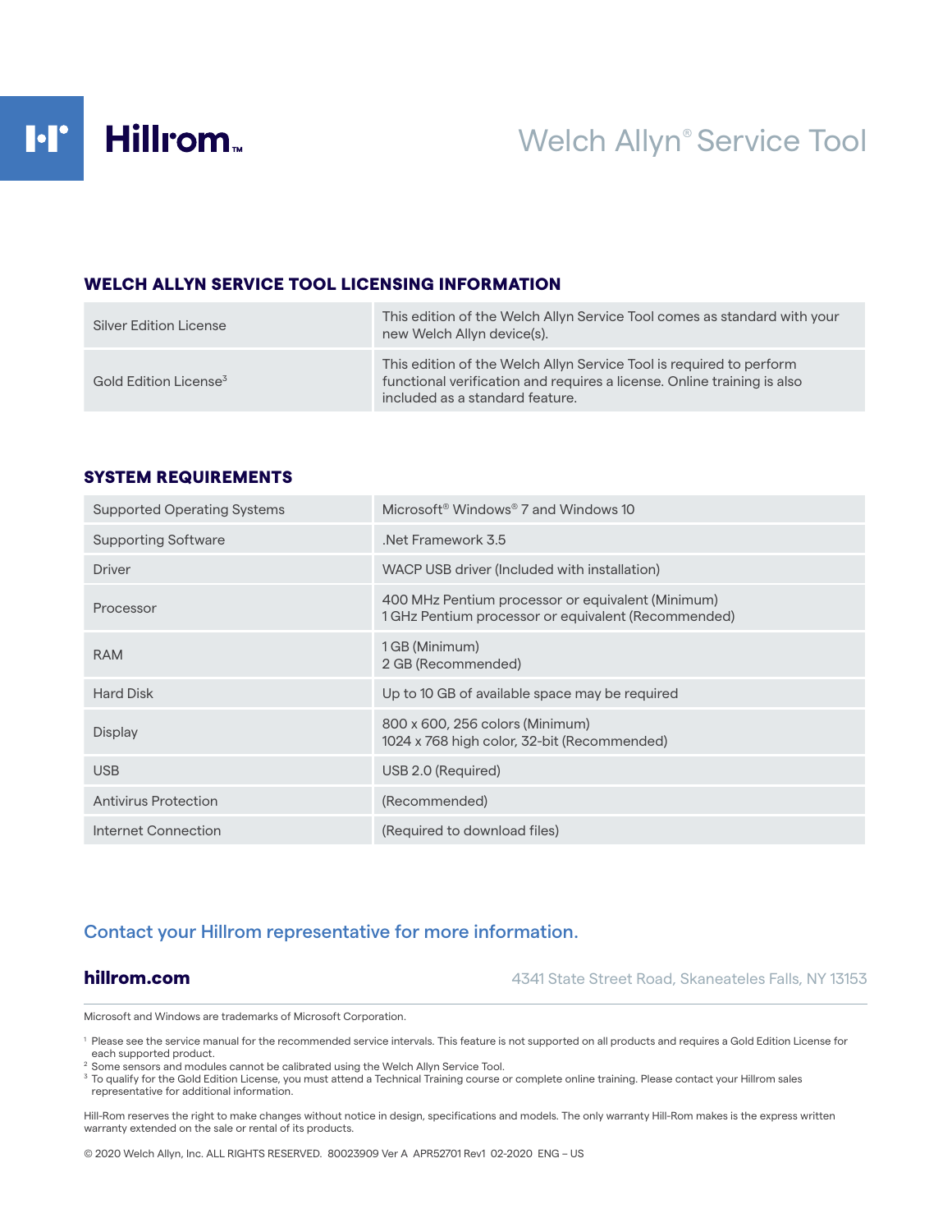Hillrom™

Welch Allyn® Service Tool

## WELCH ALLYN SERVICE TOOL LICENSING INFORMATION

| | |
|---|---|
| Silver Edition License | This edition of the Welch Allyn Service Tool comes as standard with your new Welch Allyn device(s). |
| Gold Edition License[3] | This edition of the Welch Allyn Service Tool is required to perform functional verification and requires a license. Online training is also included as a standard feature. |

## SYSTEM REQUIREMENTS

| | |
|---|---|
| Supported Operating Systems | Microsoft® Windows® 7 and Windows 10 |
| Supporting Software | .Net Framework 3.5 |
| Driver | WACP USB driver (Included with installation) |
| Processor | 400 MHz Pentium processor or equivalent (Minimum)<br>1 GHz Pentium processor or equivalent (Recommended) |
| RAM | 1 GB (Minimum)<br>2 GB (Recommended) |
| Hard Disk | Up to 10 GB of available space may be required |
| Display | 800 x 600, 256 colors (Minimum)<br>1024 x 768 high color, 32-bit (Recommended) |
| USB | USB 2.0 (Required) |
| Antivirus Protection | (Recommended) |
| Internet Connection | (Required to download files) |

Contact your Hillrom representative for more information.

**hillrom.com**

4341 State Street Road, Skaneateles Falls, NY 13153

Microsoft and Windows are trademarks of Microsoft Corporation.

[1] Please see the service manual for the recommended service intervals. This feature is not supported on all products and requires a Gold Edition License for each supported product.
[2] Some sensors and modules cannot be calibrated using the Welch Allyn Service Tool.
[3] To qualify for the Gold Edition License, you must attend a Technical Training course or complete online training. Please contact your Hillrom sales representative for additional information.

Hill-Rom reserves the right to make changes without notice in design, specifications and models. The only warranty Hill-Rom makes is the express written warranty extended on the sale or rental of its products.

© 2020 Welch Allyn, Inc. ALL RIGHTS RESERVED. 80023909 Ver A APR52701 Rev1 02-2020 ENG – US